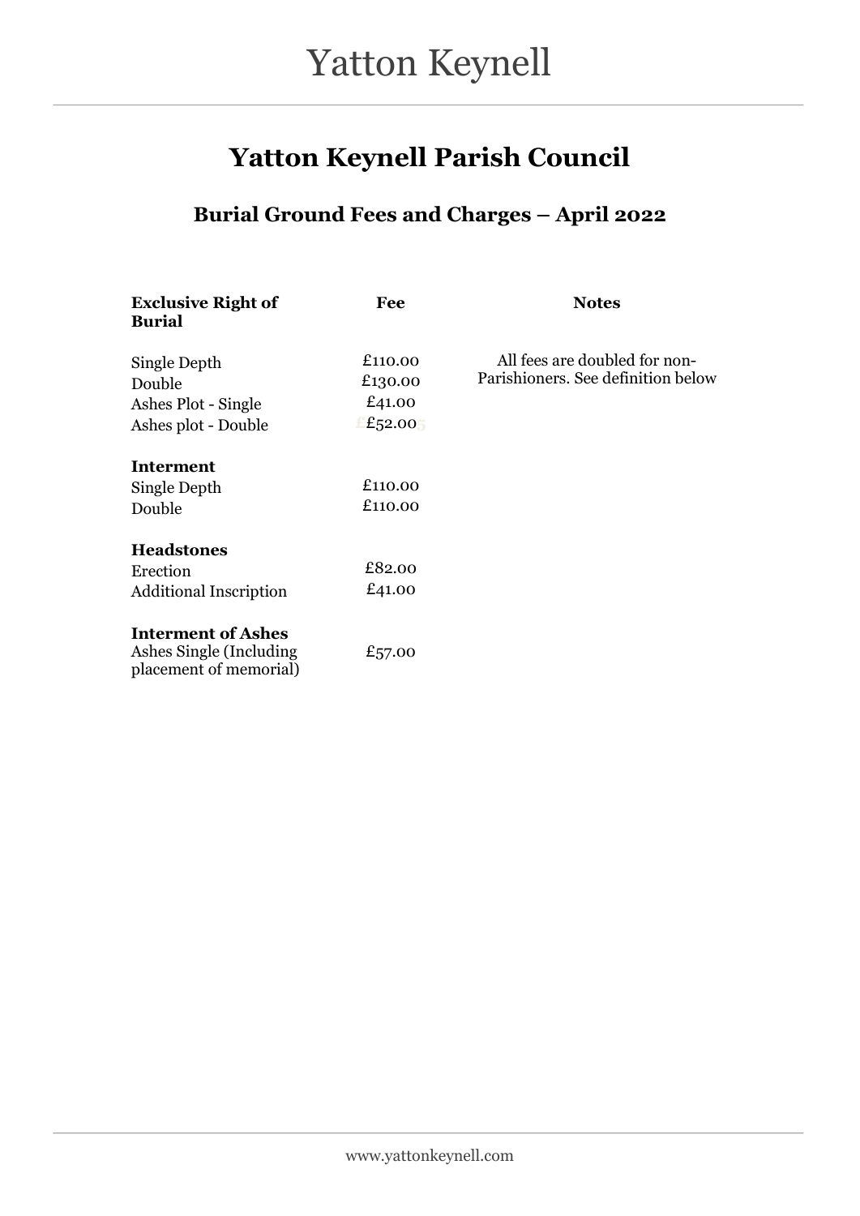// Yatton Keynell

# Yatton Keynell Parish Council

## Burial Ground Fees and Charges – April 2022

| Exclusive Right of Burial | Fee | Notes |
|---|---|---|
| Single Depth | £110.00 | All fees are doubled for non-Parishioners. See definition below |
| Double | £130.00 | |
| Ashes Plot - Single | £41.00 | |
| Ashes plot - Double | £52.00 | |
| **Interment** | | |
| Single Depth | £110.00 | |
| Double | £110.00 | |
| **Headstones** | | |
| Erection | £82.00 | |
| Additional Inscription | £41.00 | |
| **Interment of Ashes** | | |
| Ashes Single (Including placement of memorial) | £57.00 | |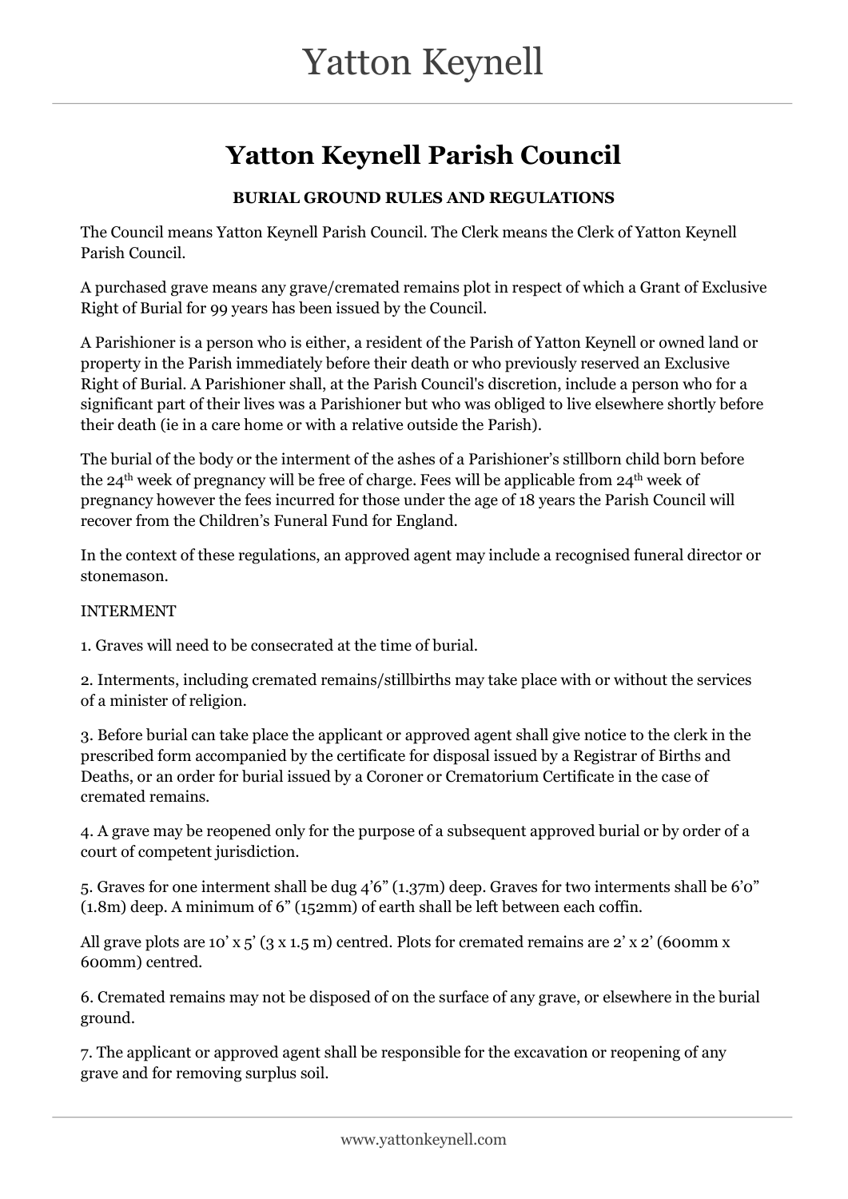## Yatton Keynell Parish Council

### BURIAL GROUND RULES AND REGULATIONS

The Council means Yatton Keynell Parish Council. The Clerk means the Clerk of Yatton Keynell Parish Council.

A purchased grave means any grave/cremated remains plot in respect of which a Grant of Exclusive Right of Burial for 99 years has been issued by the Council.

A Parishioner is a person who is either, a resident of the Parish of Yatton Keynell or owned land or property in the Parish immediately before their death or who previously reserved an Exclusive Right of Burial. A Parishioner shall, at the Parish Council's discretion, include a person who for a significant part of their lives was a Parishioner but who was obliged to live elsewhere shortly before their death (ie in a care home or with a relative outside the Parish).

The burial of the body or the interment of the ashes of a Parishioner's stillborn child born before the 24th week of pregnancy will be free of charge. Fees will be applicable from 24th week of pregnancy however the fees incurred for those under the age of 18 years the Parish Council will recover from the Children's Funeral Fund for England.

In the context of these regulations, an approved agent may include a recognised funeral director or stonemason.

INTERMENT

1. Graves will need to be consecrated at the time of burial.

2. Interments, including cremated remains/stillbirths may take place with or without the services of a minister of religion.

3. Before burial can take place the applicant or approved agent shall give notice to the clerk in the prescribed form accompanied by the certificate for disposal issued by a Registrar of Births and Deaths, or an order for burial issued by a Coroner or Crematorium Certificate in the case of cremated remains.

4. A grave may be reopened only for the purpose of a subsequent approved burial or by order of a court of competent jurisdiction.

5. Graves for one interment shall be dug 4'6" (1.37m) deep. Graves for two interments shall be 6'0" (1.8m) deep. A minimum of 6" (152mm) of earth shall be left between each coffin.

All grave plots are 10' x 5' (3 x 1.5 m) centred. Plots for cremated remains are 2' x 2' (600mm x 600mm) centred.

6. Cremated remains may not be disposed of on the surface of any grave, or elsewhere in the burial ground.

7. The applicant or approved agent shall be responsible for the excavation or reopening of any grave and for removing surplus soil.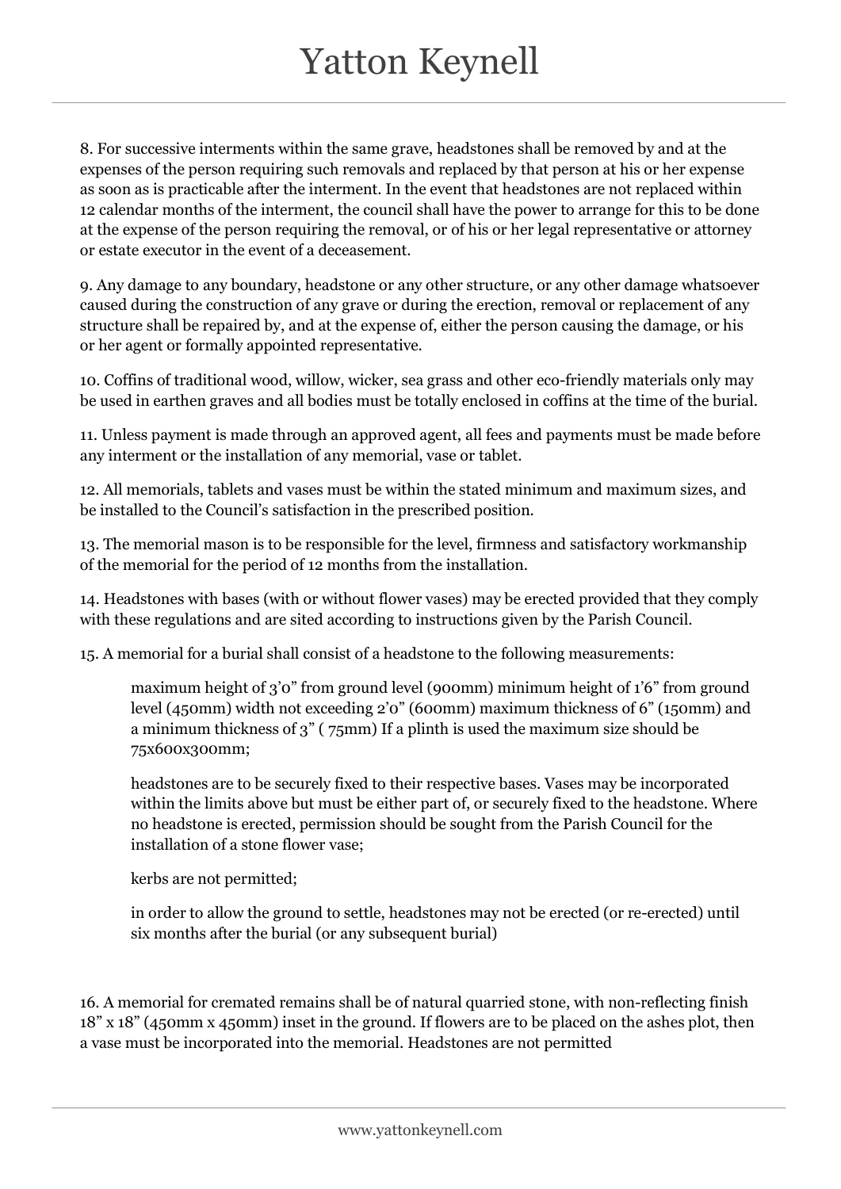8. For successive interments within the same grave, headstones shall be removed by and at the expenses of the person requiring such removals and replaced by that person at his or her expense as soon as is practicable after the interment. In the event that headstones are not replaced within 12 calendar months of the interment, the council shall have the power to arrange for this to be done at the expense of the person requiring the removal, or of his or her legal representative or attorney or estate executor in the event of a deceasement.

9. Any damage to any boundary, headstone or any other structure, or any other damage whatsoever caused during the construction of any grave or during the erection, removal or replacement of any structure shall be repaired by, and at the expense of, either the person causing the damage, or his or her agent or formally appointed representative.

10. Coffins of traditional wood, willow, wicker, sea grass and other eco-friendly materials only may be used in earthen graves and all bodies must be totally enclosed in coffins at the time of the burial.

11. Unless payment is made through an approved agent, all fees and payments must be made before any interment or the installation of any memorial, vase or tablet.

12. All memorials, tablets and vases must be within the stated minimum and maximum sizes, and be installed to the Council's satisfaction in the prescribed position.

13. The memorial mason is to be responsible for the level, firmness and satisfactory workmanship of the memorial for the period of 12 months from the installation.

14. Headstones with bases (with or without flower vases) may be erected provided that they comply with these regulations and are sited according to instructions given by the Parish Council.

15. A memorial for a burial shall consist of a headstone to the following measurements:

> maximum height of 3'0" from ground level (900mm) minimum height of 1'6" from ground level (450mm) width not exceeding 2'0" (600mm) maximum thickness of 6" (150mm) and a minimum thickness of 3" ( 75mm) If a plinth is used the maximum size should be 75x600x300mm;
>
> headstones are to be securely fixed to their respective bases. Vases may be incorporated within the limits above but must be either part of, or securely fixed to the headstone. Where no headstone is erected, permission should be sought from the Parish Council for the installation of a stone flower vase;
>
> kerbs are not permitted;
>
> in order to allow the ground to settle, headstones may not be erected (or re-erected) until six months after the burial (or any subsequent burial)

16. A memorial for cremated remains shall be of natural quarried stone, with non-reflecting finish 18" x 18" (450mm x 450mm) inset in the ground. If flowers are to be placed on the ashes plot, then a vase must be incorporated into the memorial. Headstones are not permitted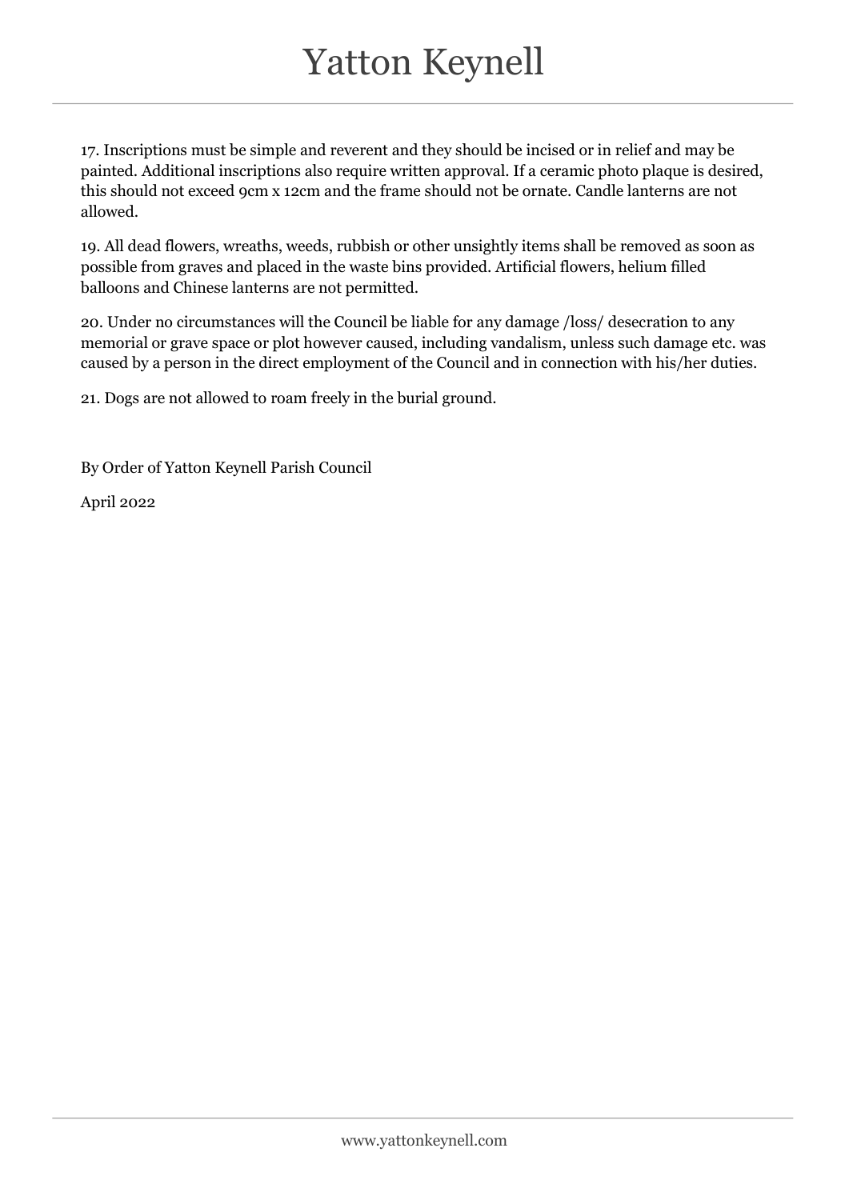17. Inscriptions must be simple and reverent and they should be incised or in relief and may be painted. Additional inscriptions also require written approval. If a ceramic photo plaque is desired, this should not exceed 9cm x 12cm and the frame should not be ornate. Candle lanterns are not allowed.

19. All dead flowers, wreaths, weeds, rubbish or other unsightly items shall be removed as soon as possible from graves and placed in the waste bins provided. Artificial flowers, helium filled balloons and Chinese lanterns are not permitted.

20. Under no circumstances will the Council be liable for any damage /loss/ desecration to any memorial or grave space or plot however caused, including vandalism, unless such damage etc. was caused by a person in the direct employment of the Council and in connection with his/her duties.

21. Dogs are not allowed to roam freely in the burial ground.

By Order of Yatton Keynell Parish Council

April 2022